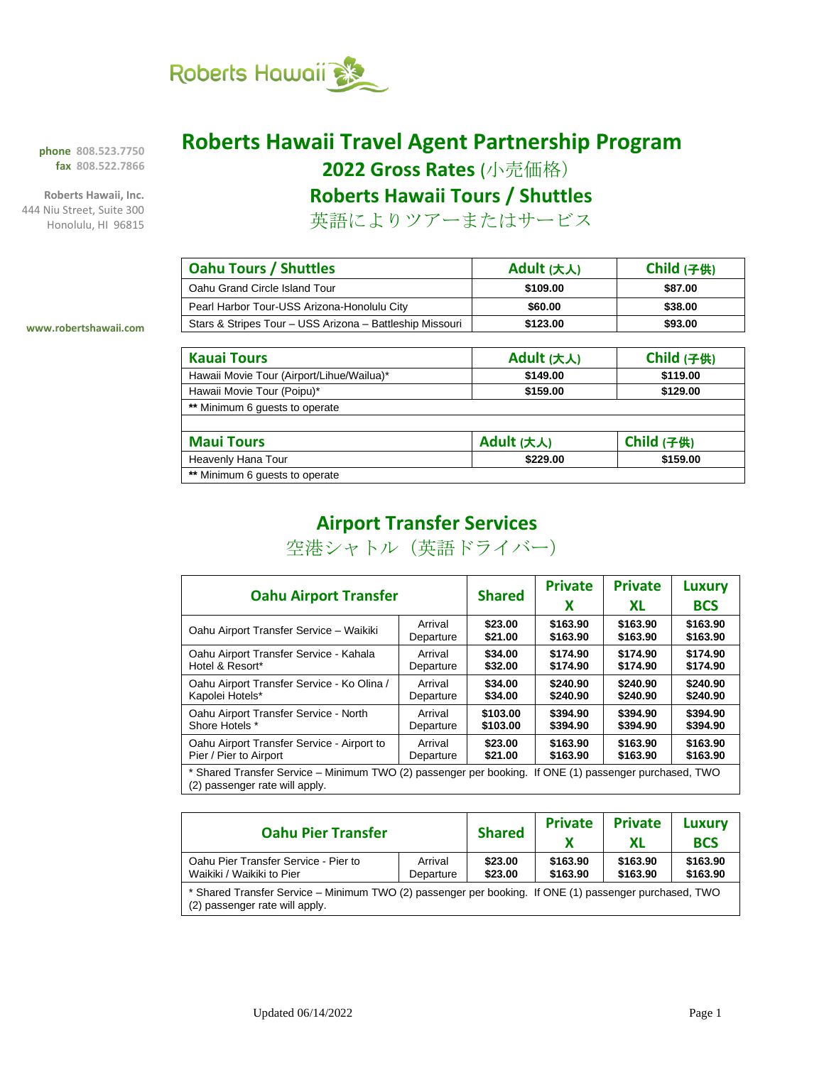Roberts Hawaii

**phone** 808.523.7750
**fax** 808.522.7866

**Roberts Hawaii, Inc.**
444 Niu Street, Suite 300
Honolulu, HI 96815

**www.robertshawaii.com**

# Roberts Hawaii Travel Agent Partnership Program

## 2022 Gross Rates (小売価格)

## Roberts Hawaii Tours / Shuttles

英語によりツアーまたはサービス

| Oahu Tours / Shuttles | Adult (大人) | Child (子供) |
|---|---|---|
| Oahu Grand Circle Island Tour | $109.00 | $87.00 |
| Pearl Harbor Tour-USS Arizona-Honolulu City | $60.00 | $38.00 |
| Stars & Stripes Tour – USS Arizona – Battleship Missouri | $123.00 | $93.00 |

| Kauai Tours | Adult (大人) | Child (子供) |
|---|---|---|
| Hawaii Movie Tour (Airport/Lihue/Wailua)* | $149.00 | $119.00 |
| Hawaii Movie Tour (Poipu)* | $159.00 | $129.00 |
| ** Minimum 6 guests to operate | | |

| Maui Tours | Adult (大人) | Child (子供) |
|---|---|---|
| Heavenly Hana Tour | $229.00 | $159.00 |
| ** Minimum 6 guests to operate | | |

## Airport Transfer Services

空港シャトル（英語ドライバー）

| Oahu Airport Transfer | | Shared | Private X | Private XL | Luxury BCS |
|---|---|---|---|---|---|
| Oahu Airport Transfer Service – Waikiki | Arrival<br>Departure | $23.00<br>$21.00 | $163.90<br>$163.90 | $163.90<br>$163.90 | $163.90<br>$163.90 |
| Oahu Airport Transfer Service - Kahala Hotel & Resort* | Arrival<br>Departure | $34.00<br>$32.00 | $174.90<br>$174.90 | $174.90<br>$174.90 | $174.90<br>$174.90 |
| Oahu Airport Transfer Service - Ko Olina / Kapolei Hotels* | Arrival<br>Departure | $34.00<br>$34.00 | $240.90<br>$240.90 | $240.90<br>$240.90 | $240.90<br>$240.90 |
| Oahu Airport Transfer Service - North Shore Hotels * | Arrival<br>Departure | $103.00<br>$103.00 | $394.90<br>$394.90 | $394.90<br>$394.90 | $394.90<br>$394.90 |
| Oahu Airport Transfer Service - Airport to Pier / Pier to Airport | Arrival<br>Departure | $23.00<br>$21.00 | $163.90<br>$163.90 | $163.90<br>$163.90 | $163.90<br>$163.90 |
| * Shared Transfer Service – Minimum TWO (2) passenger per booking. If ONE (1) passenger purchased, TWO (2) passenger rate will apply. | | | | | |

| Oahu Pier Transfer | | Shared | Private X | Private XL | Luxury BCS |
|---|---|---|---|---|---|
| Oahu Pier Transfer Service - Pier to Waikiki / Waikiki to Pier | Arrival<br>Departure | $23.00<br>$23.00 | $163.90<br>$163.90 | $163.90<br>$163.90 | $163.90<br>$163.90 |
| * Shared Transfer Service – Minimum TWO (2) passenger per booking. If ONE (1) passenger purchased, TWO (2) passenger rate will apply. | | | | | |

Updated 06/14/2022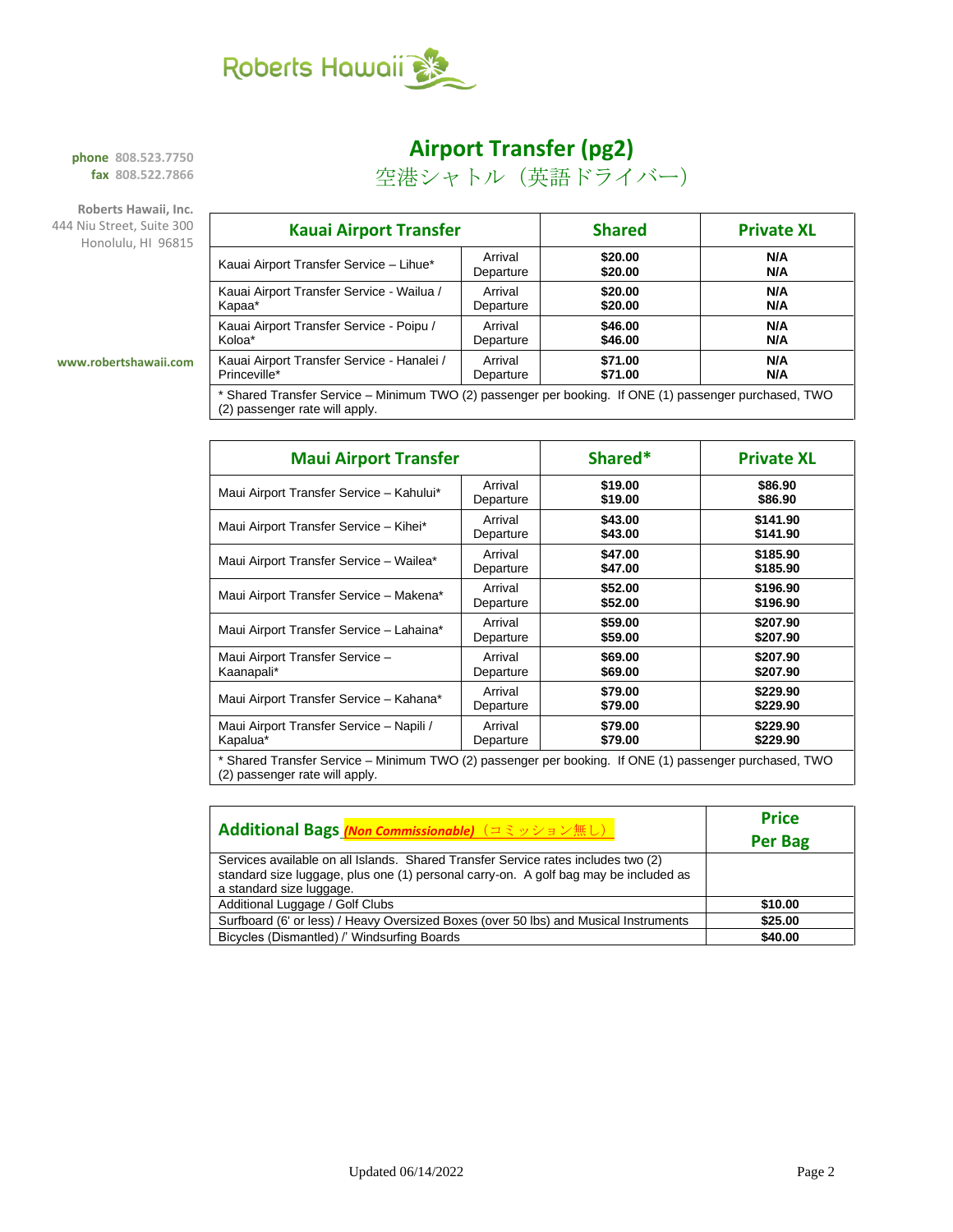Roberts Hawaii

**phone** 808.523.7750
**fax** 808.522.7866

**Roberts Hawaii, Inc.**
444 Niu Street, Suite 300
Honolulu, HI 96815

www.robertshawaii.com

# Airport Transfer (pg2)

空港シャトル（英語ドライバー）

| Kauai Airport Transfer | | Shared | Private XL |
|---|---|---|---|
| Kauai Airport Transfer Service – Lihue* | Arrival<br>Departure | $20.00<br>$20.00 | N/A<br>N/A |
| Kauai Airport Transfer Service - Wailua / Kapaa* | Arrival<br>Departure | $20.00<br>$20.00 | N/A<br>N/A |
| Kauai Airport Transfer Service - Poipu / Koloa* | Arrival<br>Departure | $46.00<br>$46.00 | N/A<br>N/A |
| Kauai Airport Transfer Service - Hanalei / Princeville* | Arrival<br>Departure | $71.00<br>$71.00 | N/A<br>N/A |
| * Shared Transfer Service – Minimum TWO (2) passenger per booking. If ONE (1) passenger purchased, TWO (2) passenger rate will apply. | | | |

| Maui Airport Transfer | | Shared* | Private XL |
|---|---|---|---|
| Maui Airport Transfer Service – Kahului* | Arrival<br>Departure | $19.00<br>$19.00 | $86.90<br>$86.90 |
| Maui Airport Transfer Service – Kihei* | Arrival<br>Departure | $43.00<br>$43.00 | $141.90<br>$141.90 |
| Maui Airport Transfer Service – Wailea* | Arrival<br>Departure | $47.00<br>$47.00 | $185.90<br>$185.90 |
| Maui Airport Transfer Service – Makena* | Arrival<br>Departure | $52.00<br>$52.00 | $196.90<br>$196.90 |
| Maui Airport Transfer Service – Lahaina* | Arrival<br>Departure | $59.00<br>$59.00 | $207.90<br>$207.90 |
| Maui Airport Transfer Service – Kaanapali* | Arrival<br>Departure | $69.00<br>$69.00 | $207.90<br>$207.90 |
| Maui Airport Transfer Service – Kahana* | Arrival<br>Departure | $79.00<br>$79.00 | $229.90<br>$229.90 |
| Maui Airport Transfer Service – Napili / Kapalua* | Arrival<br>Departure | $79.00<br>$79.00 | $229.90<br>$229.90 |
| * Shared Transfer Service – Minimum TWO (2) passenger per booking. If ONE (1) passenger purchased, TWO (2) passenger rate will apply. | | | |

| Additional Bags ***(Non Commissionable)*** （コミッション無し） | Price Per Bag |
|---|---|
| Services available on all Islands. Shared Transfer Service rates includes two (2) standard size luggage, plus one (1) personal carry-on. A golf bag may be included as a standard size luggage. | |
| Additional Luggage / Golf Clubs | $10.00 |
| Surfboard (6' or less) / Heavy Oversized Boxes (over 50 lbs) and Musical Instruments | $25.00 |
| Bicycles (Dismantled) /' Windsurfing Boards | $40.00 |

Updated 06/14/2022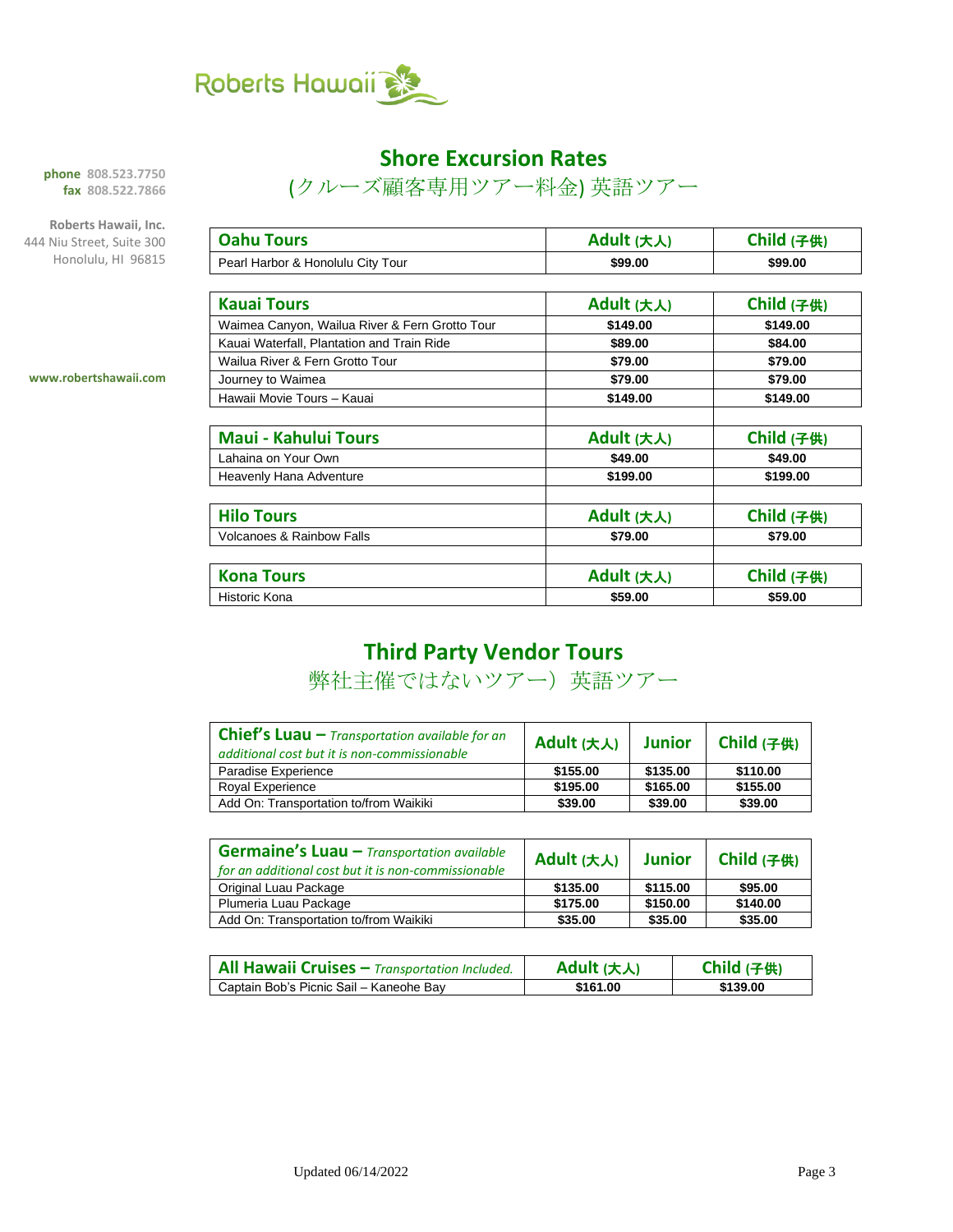Roberts Hawaii

**phone** 808.523.7750
**fax** 808.522.7866

**Roberts Hawaii, Inc.**
444 Niu Street, Suite 300
Honolulu, HI 96815

**www.robertshawaii.com**

# Shore Excursion Rates

(クルーズ顧客専用ツアー料金) 英語ツアー

| Oahu Tours | Adult (大人) | Child (子供) |
|---|---|---|
| Pearl Harbor & Honolulu City Tour | $99.00 | $99.00 |

| Kauai Tours | Adult (大人) | Child (子供) |
|---|---|---|
| Waimea Canyon, Wailua River & Fern Grotto Tour | $149.00 | $149.00 |
| Kauai Waterfall, Plantation and Train Ride | $89.00 | $84.00 |
| Wailua River & Fern Grotto Tour | $79.00 | $79.00 |
| Journey to Waimea | $79.00 | $79.00 |
| Hawaii Movie Tours – Kauai | $149.00 | $149.00 |

| Maui - Kahului Tours | Adult (大人) | Child (子供) |
|---|---|---|
| Lahaina on Your Own | $49.00 | $49.00 |
| Heavenly Hana Adventure | $199.00 | $199.00 |

| Hilo Tours | Adult (大人) | Child (子供) |
|---|---|---|
| Volcanoes & Rainbow Falls | $79.00 | $79.00 |

| Kona Tours | Adult (大人) | Child (子供) |
|---|---|---|
| Historic Kona | $59.00 | $59.00 |

# Third Party Vendor Tours

弊社主催ではないツアー）英語ツアー

| **Chief's Luau** – *Transportation available for an additional cost but it is non-commissionable* | Adult (大人) | Junior | Child (子供) |
|---|---|---|---|
| Paradise Experience | $155.00 | $135.00 | $110.00 |
| Royal Experience | $195.00 | $165.00 | $155.00 |
| Add On: Transportation to/from Waikiki | $39.00 | $39.00 | $39.00 |

| **Germaine's Luau** – *Transportation available for an additional cost but it is non-commissionable* | Adult (大人) | Junior | Child (子供) |
|---|---|---|---|
| Original Luau Package | $135.00 | $115.00 | $95.00 |
| Plumeria Luau Package | $175.00 | $150.00 | $140.00 |
| Add On: Transportation to/from Waikiki | $35.00 | $35.00 | $35.00 |

| **All Hawaii Cruises** – *Transportation Included.* | Adult (大人) | Child (子供) |
|---|---|---|
| Captain Bob's Picnic Sail – Kaneohe Bay | $161.00 | $139.00 |

Updated 06/14/2022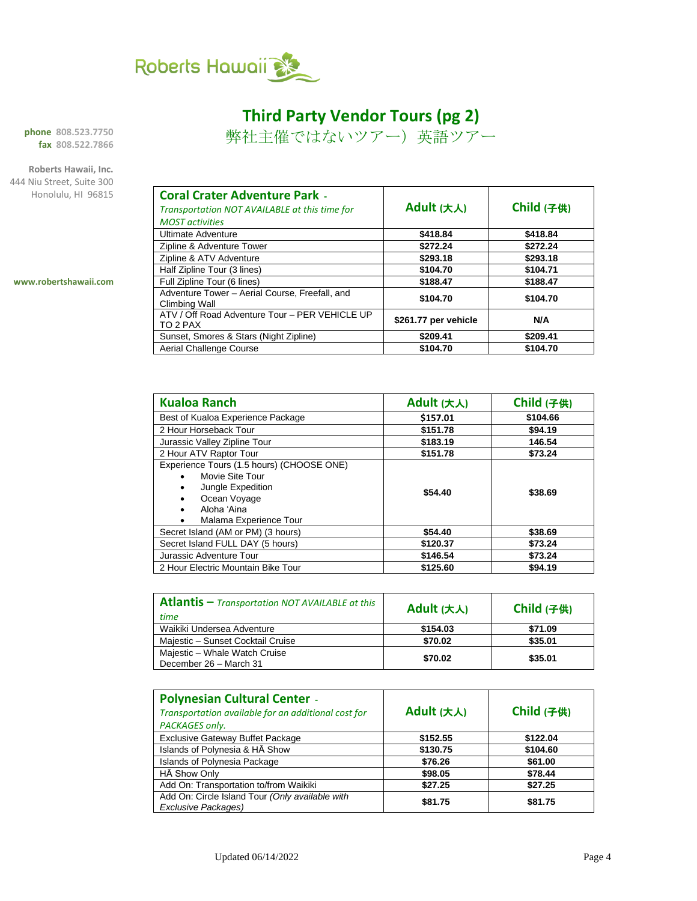Roberts Hawaii

# Third Party Vendor Tours (pg 2)

弊社主催ではないツアー）英語ツアー

**phone** 808.523.7750
**fax** 808.522.7866

**Roberts Hawaii, Inc.**
444 Niu Street, Suite 300
Honolulu, HI 96815

**www.robertshawaii.com**

| **Coral Crater Adventure Park** - *Transportation NOT AVAILABLE at this time for MOST activities* | **Adult (大人)** | **Child (子供)** |
|---|---|---|
| Ultimate Adventure | **$418.84** | **$418.84** |
| Zipline & Adventure Tower | **$272.24** | **$272.24** |
| Zipline & ATV Adventure | **$293.18** | **$293.18** |
| Half Zipline Tour (3 lines) | **$104.70** | **$104.71** |
| Full Zipline Tour (6 lines) | **$188.47** | **$188.47** |
| Adventure Tower – Aerial Course, Freefall, and Climbing Wall | **$104.70** | **$104.70** |
| ATV / Off Road Adventure Tour – PER VEHICLE UP TO 2 PAX | **$261.77 per vehicle** | **N/A** |
| Sunset, Smores & Stars (Night Zipline) | **$209.41** | **$209.41** |
| Aerial Challenge Course | **$104.70** | **$104.70** |

| **Kualoa Ranch** | **Adult (大人)** | **Child (子供)** |
|---|---|---|
| Best of Kualoa Experience Package | **$157.01** | **$104.66** |
| 2 Hour Horseback Tour | **$151.78** | **$94.19** |
| Jurassic Valley Zipline Tour | **$183.19** | **146.54** |
| 2 Hour ATV Raptor Tour | **$151.78** | **$73.24** |
| Experience Tours (1.5 hours) (CHOOSE ONE)<br>• Movie Site Tour<br>• Jungle Expedition<br>• Ocean Voyage<br>• Aloha 'Aina<br>• Malama Experience Tour | **$54.40** | **$38.69** |
| Secret Island (AM or PM) (3 hours) | **$54.40** | **$38.69** |
| Secret Island FULL DAY (5 hours) | **$120.37** | **$73.24** |
| Jurassic Adventure Tour | **$146.54** | **$73.24** |
| 2 Hour Electric Mountain Bike Tour | **$125.60** | **$94.19** |

| **Atlantis** – *Transportation NOT AVAILABLE at this time* | **Adult (大人)** | **Child (子供)** |
|---|---|---|
| Waikiki Undersea Adventure | **$154.03** | **$71.09** |
| Majestic – Sunset Cocktail Cruise | **$70.02** | **$35.01** |
| Majestic – Whale Watch Cruise December 26 – March 31 | **$70.02** | **$35.01** |

| **Polynesian Cultural Center** - *Transportation available for an additional cost for PACKAGES only.* | **Adult (大人)** | **Child (子供)** |
|---|---|---|
| Exclusive Gateway Buffet Package | **$152.55** | **$122.04** |
| Islands of Polynesia & HĀ Show | **$130.75** | **$104.60** |
| Islands of Polynesia Package | **$76.26** | **$61.00** |
| HĀ Show Only | **$98.05** | **$78.44** |
| Add On: Transportation to/from Waikiki | **$27.25** | **$27.25** |
| Add On: Circle Island Tour *(Only available with Exclusive Packages)* | **$81.75** | **$81.75** |

Updated 06/14/2022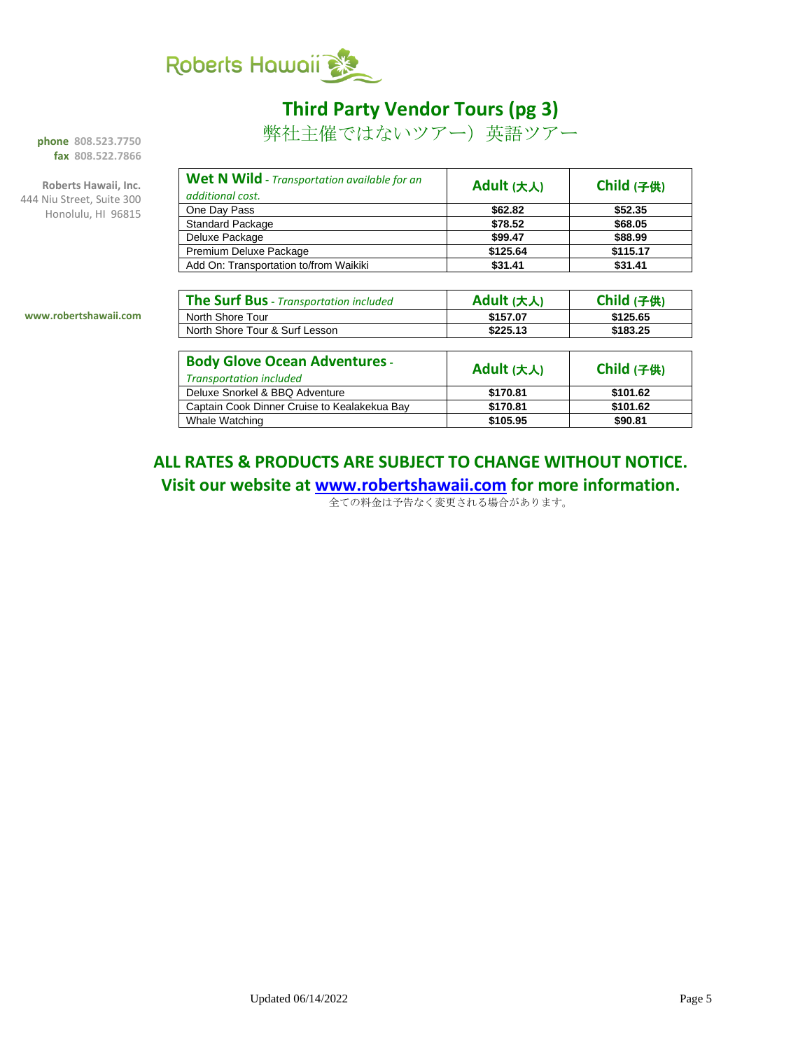Roberts Hawaii

# Third Party Vendor Tours (pg 3)

弊社主催ではないツアー）英語ツアー

**phone** 808.523.7750
**fax** 808.522.7866

**Roberts Hawaii, Inc.**
444 Niu Street, Suite 300
Honolulu, HI 96815

**www.robertshawaii.com**

| **Wet N Wild** - *Transportation available for an additional cost.* | **Adult (大人)** | **Child (子供)** |
|---|---|---|
| One Day Pass | **$62.82** | **$52.35** |
| Standard Package | **$78.52** | **$68.05** |
| Deluxe Package | **$99.47** | **$88.99** |
| Premium Deluxe Package | **$125.64** | **$115.17** |
| Add On: Transportation to/from Waikiki | **$31.41** | **$31.41** |

| **The Surf Bus** - *Transportation included* | **Adult (大人)** | **Child (子供)** |
|---|---|---|
| North Shore Tour | **$157.07** | **$125.65** |
| North Shore Tour & Surf Lesson | **$225.13** | **$183.25** |

| **Body Glove Ocean Adventures** - *Transportation included* | **Adult (大人)** | **Child (子供)** |
|---|---|---|
| Deluxe Snorkel & BBQ Adventure | **$170.81** | **$101.62** |
| Captain Cook Dinner Cruise to Kealakekua Bay | **$170.81** | **$101.62** |
| Whale Watching | **$105.95** | **$90.81** |

**ALL RATES & PRODUCTS ARE SUBJECT TO CHANGE WITHOUT NOTICE.**

**Visit our website at www.robertshawaii.com for more information.**

全ての料金は予告なく変更される場合があります。

Updated 06/14/2022